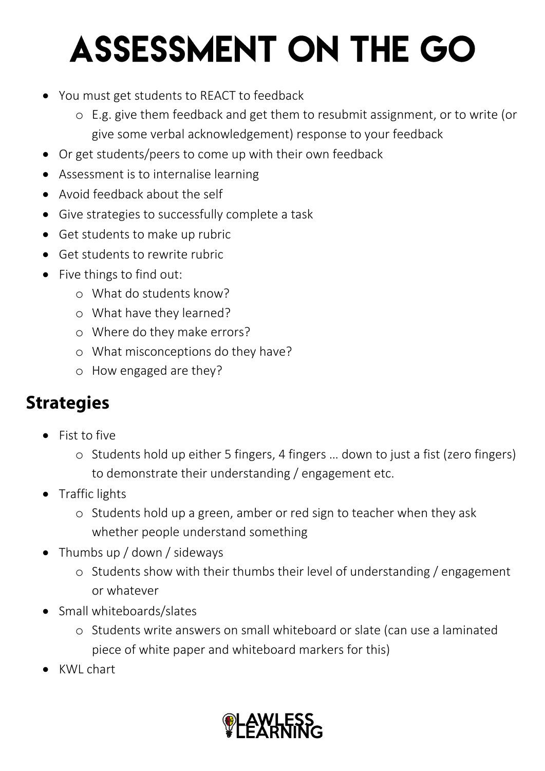# ASSESSMENT ON THE GO

- You must get students to REACT to feedback
  - E.g. give them feedback and get them to resubmit assignment, or to write (or give some verbal acknowledgement) response to your feedback
- Or get students/peers to come up with their own feedback
- Assessment is to internalise learning
- Avoid feedback about the self
- Give strategies to successfully complete a task
- Get students to make up rubric
- Get students to rewrite rubric
- Five things to find out:
  - What do students know?
  - What have they learned?
  - Where do they make errors?
  - What misconceptions do they have?
  - How engaged are they?

## Strategies

- Fist to five
  - Students hold up either 5 fingers, 4 fingers … down to just a fist (zero fingers) to demonstrate their understanding / engagement etc.
- Traffic lights
  - Students hold up a green, amber or red sign to teacher when they ask whether people understand something
- Thumbs up / down / sideways
  - Students show with their thumbs their level of understanding / engagement or whatever
- Small whiteboards/slates
  - Students write answers on small whiteboard or slate (can use a laminated piece of white paper and whiteboard markers for this)
- KWL chart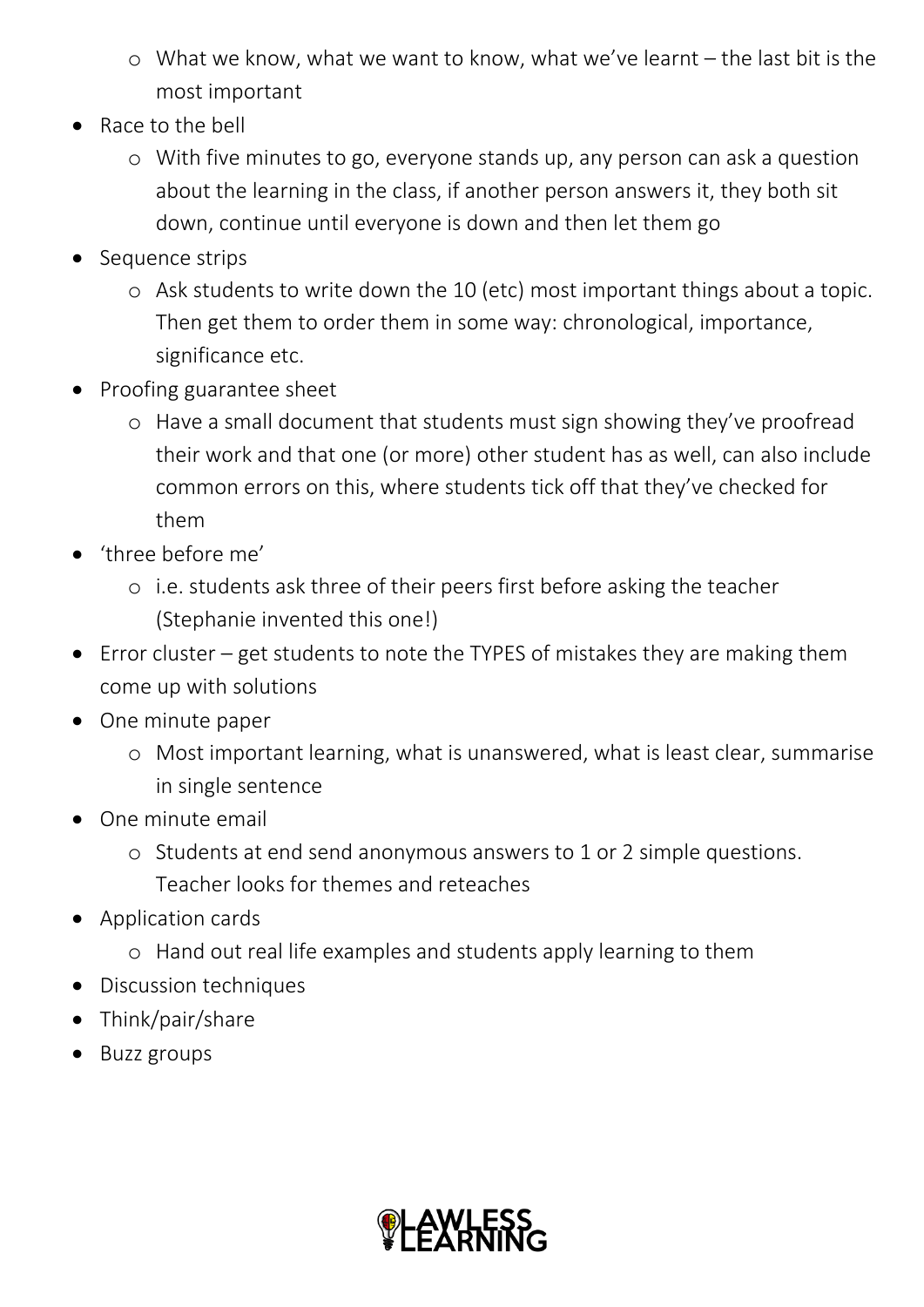- What we know, what we want to know, what we've learnt – the last bit is the most important
- Race to the bell
  - With five minutes to go, everyone stands up, any person can ask a question about the learning in the class, if another person answers it, they both sit down, continue until everyone is down and then let them go
- Sequence strips
  - Ask students to write down the 10 (etc) most important things about a topic. Then get them to order them in some way: chronological, importance, significance etc.
- Proofing guarantee sheet
  - Have a small document that students must sign showing they've proofread their work and that one (or more) other student has as well, can also include common errors on this, where students tick off that they've checked for them
- 'three before me'
  - i.e. students ask three of their peers first before asking the teacher (Stephanie invented this one!)
- Error cluster – get students to note the TYPES of mistakes they are making them come up with solutions
- One minute paper
  - Most important learning, what is unanswered, what is least clear, summarise in single sentence
- One minute email
  - Students at end send anonymous answers to 1 or 2 simple questions. Teacher looks for themes and reteaches
- Application cards
  - Hand out real life examples and students apply learning to them
- Discussion techniques
- Think/pair/share
- Buzz groups